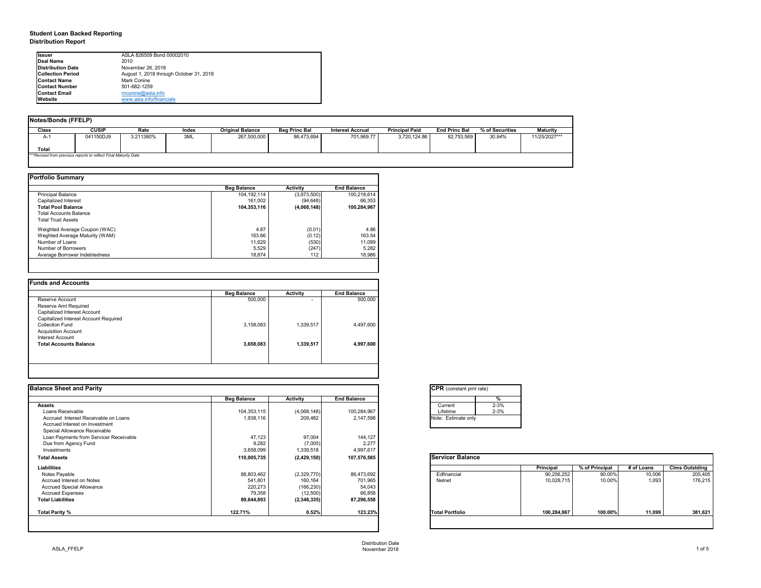# Student Loan Backed Reporting
## Distribution Report

| | |
|---|---|
| **Issuer** | ASLA 826509 Bond 00002010 |
| **Deal Name** | 2010 |
| **Distribution Date** | November 26, 2018 |
| **Collection Period** | August 1, 2018 through October 31, 2018 |
| **Contact Name** | Mark Conine |
| **Contact Number** | 501-682-1259 |
| **Contact Email** | mconine@asla.info |
| **Website** | www.asla.info/financials |

### Notes/Bonds (FFELP)

| Class | CUSIP | Rate | Index | Original Balance | Beg Princ Bal | Interest Accrual | Principal Paid | End Princ Bal | % of Securities | Maturity |
|---|---|---|---|---|---|---|---|---|---|---|
| A-1 | 041150DJ9 | 3.211380% | 3ML | 267,500,000 | 86,473,694 | 701,969.77 | 3,720,124.86 | 82,753,569 | *30.94%* | 11/25/2027*** |
| **Total** | | | | | | | | | | |

*\*\*\*Revised from previous reports to reflect Final Maturity Date*

### Portfolio Summary

| | Beg Balance | Activity | End Balance |
|---|---|---|---|
| Principal Balance | 104,192,114 | (3,973,500) | 100,218,614 |
| Capitalized Interest | 161,002 | (94,648) | 66,353 |
| **Total Pool Balance** | **104,353,116** | **(4,068,148)** | **100,284,967** |
| Total Accounts Balance | | | |
| Total Trust Assets | | | |
| Weighted Average Coupon (WAC) | 4.87 | (0.01) | 4.86 |
| Weghted Average Maturity (WAM) | 163.66 | (0.12) | 163.54 |
| Number of Loans | 11,629 | (530) | 11,099 |
| Number of Borrowers | 5,529 | (247) | 5,282 |
| Average Borrower Indebtedness | 18,874 | 112 | 18,986 |

### Funds and Accounts

| | Beg Balance | Activity | End Balance |
|---|---|---|---|
| Reserve Account | 500,000 | - | 500,000 |
| Reserve Amt Required | | | |
| Capitalized Interest Account | | | |
| Capitalized Interest Account Required | | | |
| Collection Fund | 3,158,083 | 1,339,517 | 4,497,600 |
| Acquisition Account | | | |
| Interest Account | | | |
| **Total Accounts Balance** | **3,658,083** | **1,339,517** | **4,997,600** |

### Balance Sheet and Parity

| | Beg Balance | Activity | End Balance |
|---|---|---|---|
| **Assets** | | | |
| Loans Receivable | 104,353,115 | (4,068,148) | 100,284,967 |
| Accrued Interest Receivable on Loans | 1,938,116 | 209,482 | 2,147,598 |
| Accrued Interest on Investment | | | |
| Special Allowance Receivable | | | |
| Loan Payments from Servicer Receivable | 47,123 | 97,004 | 144,127 |
| Due from Agency Fund | 9,282 | (7,005) | 2,277 |
| Investments | 3,658,099 | 1,339,518 | 4,997,617 |
| **Total Assets** | **110,005,735** | **(2,429,150)** | **107,576,585** |
| **Liabilities** | | | |
| Notes Payable | 88,803,462 | (2,329,770) | 86,473,692 |
| Accrued Interest on Notes | 541,801 | 160,164 | 701,965 |
| Accrued Special Allowance | 220,273 | (166,230) | 54,043 |
| Accrued Expenses | 79,358 | (12,500) | 66,858 |
| **Total Liabilities** | **89,644,893** | **(2,348,335)** | **87,296,558** |
| **Total Parity %** | **122.71%** | **0.52%** | **123.23%** |

### CPR (constant pmt rate)

| | % |
|---|---|
| Current | 2-3% |
| Lifetime | 2-3% |

Note: Estimate only

### Servicer Balance

| | Principal | % of Principal | # of Loans | Clms Outstding |
|---|---|---|---|---|
| Edfinancial | 90,256,252 | 90.00% | 10,006 | 205,405 |
| Nelnet | 10,028,715 | 10.00% | 1,093 | 176,215 |
| **Total Portfolio** | **100,284,967** | **100.00%** | **11,099** | **381,621** |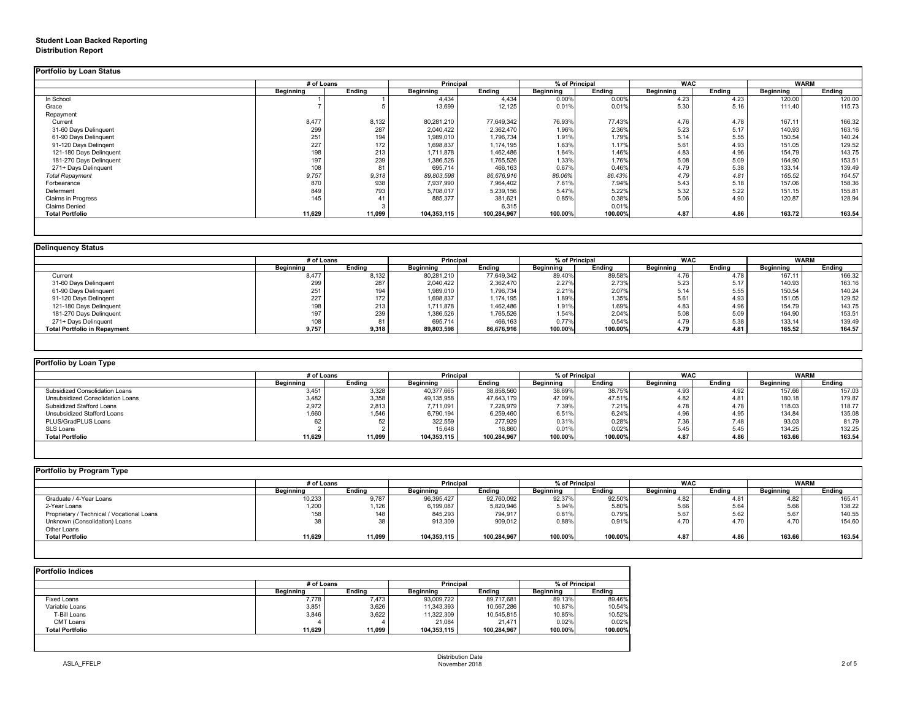# Student Loan Backed Reporting
## Distribution Report

### Portfolio by Loan Status

| | # of Loans | | Principal | | % of Principal | | WAC | | WARM | |
|---|---|---|---|---|---|---|---|---|---|---|
| | Beginning | Ending | Beginning | Ending | Beginning | Ending | Beginning | Ending | Beginning | Ending |
| In School | 1 | 1 | 4,434 | 4,434 | 0.00% | 0.00% | 4.23 | 4.23 | 120.00 | 120.00 |
| Grace | 7 | 5 | 13,699 | 12,125 | 0.01% | 0.01% | 5.30 | 5.16 | 111.40 | 115.73 |
| Repayment | | | | | | | | | | |
| Current | 8,477 | 8,132 | 80,281,210 | 77,649,342 | 76.93% | 77.43% | 4.76 | 4.78 | 167.11 | 166.32 |
| 31-60 Days Delinquent | 299 | 287 | 2,040,422 | 2,362,470 | 1.96% | 2.36% | 5.23 | 5.17 | 140.93 | 163.16 |
| 61-90 Days Delinquent | 251 | 194 | 1,989,010 | 1,796,734 | 1.91% | 1.79% | 5.14 | 5.55 | 150.54 | 140.24 |
| 91-120 Days Delingent | 227 | 172 | 1,698,837 | 1,174,195 | 1.63% | 1.17% | 5.61 | 4.93 | 151.05 | 129.52 |
| 121-180 Days Delinquent | 198 | 213 | 1,711,878 | 1,462,486 | 1.64% | 1.46% | 4.83 | 4.96 | 154.79 | 143.75 |
| 181-270 Days Delinquent | 197 | 239 | 1,386,526 | 1,765,526 | 1.33% | 1.76% | 5.08 | 5.09 | 164.90 | 153.51 |
| 271+ Days Delinquent | 108 | 81 | 695,714 | 466,163 | 0.67% | 0.46% | 4.79 | 5.38 | 133.14 | 139.49 |
| *Total Repayment* | *9,757* | *9,318* | *89,803,598* | *86,676,916* | *86.06%* | *86.43%* | *4.79* | *4.81* | *165.52* | *164.57* |
| Forbearance | 870 | 938 | 7,937,990 | 7,964,402 | 7.61% | 7.94% | 5.43 | 5.18 | 157.06 | 158.36 |
| Deferment | 849 | 793 | 5,708,017 | 5,239,156 | 5.47% | 5.22% | 5.32 | 5.22 | 151.15 | 155.81 |
| Claims in Progress | 145 | 41 | 885,377 | 381,621 | 0.85% | 0.38% | 5.06 | 4.90 | 120.87 | 128.94 |
| Claims Denied | | 3 | | 6,315 | | 0.01% | | | | |
| **Total Portfolio** | **11,629** | **11,099** | **104,353,115** | **100,284,967** | **100.00%** | **100.00%** | **4.87** | **4.86** | **163.72** | **163.54** |

### Delinquency Status

| | # of Loans | | Principal | | % of Principal | | WAC | | WARM | |
|---|---|---|---|---|---|---|---|---|---|---|
| | Beginning | Ending | Beginning | Ending | Beginning | Ending | Beginning | Ending | Beginning | Ending |
| Current | 8,477 | 8,132 | 80,281,210 | 77,649,342 | 89.40% | 89.58% | 4.76 | 4.78 | 167.11 | 166.32 |
| 31-60 Days Delinquent | 299 | 287 | 2,040,422 | 2,362,470 | 2.27% | 2.73% | 5.23 | 5.17 | 140.93 | 163.16 |
| 61-90 Days Delinquent | 251 | 194 | 1,989,010 | 1,796,734 | 2.21% | 2.07% | 5.14 | 5.55 | 150.54 | 140.24 |
| 91-120 Days Delingent | 227 | 172 | 1,698,837 | 1,174,195 | 1.89% | 1.35% | 5.61 | 4.93 | 151.05 | 129.52 |
| 121-180 Days Delinquent | 198 | 213 | 1,711,878 | 1,462,486 | 1.91% | 1.69% | 4.83 | 4.96 | 154.79 | 143.75 |
| 181-270 Days Delinquent | 197 | 239 | 1,386,526 | 1,765,526 | 1.54% | 2.04% | 5.08 | 5.09 | 164.90 | 153.51 |
| 271+ Days Delinquent | 108 | 81 | 695,714 | 466,163 | 0.77% | 0.54% | 4.79 | 5.38 | 133.14 | 139.49 |
| **Total Portfolio in Repayment** | **9,757** | **9,318** | **89,803,598** | **86,676,916** | **100.00%** | **100.00%** | **4.79** | **4.81** | **165.52** | **164.57** |

### Portfolio by Loan Type

| | # of Loans | | Principal | | % of Principal | | WAC | | WARM | |
|---|---|---|---|---|---|---|---|---|---|---|
| | Beginning | Ending | Beginning | Ending | Beginning | Ending | Beginning | Ending | Beginning | Ending |
| Subsidized Consolidation Loans | 3,451 | 3,328 | 40,377,665 | 38,858,560 | 38.69% | 38.75% | 4.93 | 4.92 | 157.66 | 157.03 |
| Unsubsidized Consolidation Loans | 3,482 | 3,358 | 49,135,958 | 47,643,179 | 47.09% | 47.51% | 4.82 | 4.81 | 180.18 | 179.87 |
| Subsidized Stafford Loans | 2,972 | 2,813 | 7,711,091 | 7,228,979 | 7.39% | 7.21% | 4.78 | 4.78 | 118.03 | 118.77 |
| Unsubsidized Stafford Loans | 1,660 | 1,546 | 6,790,194 | 6,259,460 | 6.51% | 6.24% | 4.96 | 4.95 | 134.84 | 135.08 |
| PLUS/GradPLUS Loans | 62 | 52 | 322,559 | 277,929 | 0.31% | 0.28% | 7.36 | 7.48 | 93.03 | 81.79 |
| SLS Loans | 2 | 2 | 15,648 | 16,860 | 0.01% | 0.02% | 5.45 | 5.45 | 134.25 | 132.25 |
| **Total Portfolio** | **11,629** | **11,099** | **104,353,115** | **100,284,967** | **100.00%** | **100.00%** | **4.87** | **4.86** | **163.66** | **163.54** |

### Portfolio by Program Type

| | # of Loans | | Principal | | % of Principal | | WAC | | WARM | |
|---|---|---|---|---|---|---|---|---|---|---|
| | Beginning | Ending | Beginning | Ending | Beginning | Ending | Beginning | Ending | Beginning | Ending |
| Graduate / 4-Year Loans | 10,233 | 9,787 | 96,395,427 | 92,760,092 | 92.37% | 92.50% | 4.82 | 4.81 | 4.82 | 165.41 |
| 2-Year Loans | 1,200 | 1,126 | 6,199,087 | 5,820,946 | 5.94% | 5.80% | 5.66 | 5.64 | 5.66 | 138.22 |
| Proprietary / Technical / Vocational Loans | 158 | 148 | 845,293 | 794,917 | 0.81% | 0.79% | 5.67 | 5.62 | 5.67 | 140.55 |
| Unknown (Consolidation) Loans | 38 | 38 | 913,309 | 909,012 | 0.88% | 0.91% | 4.70 | 4.70 | 4.70 | 154.60 |
| Other Loans | | | | | | | | | | |
| **Total Portfolio** | **11,629** | **11,099** | **104,353,115** | **100,284,967** | **100.00%** | **100.00%** | **4.87** | **4.86** | **163.66** | **163.54** |

### Portfolio Indices

| | # of Loans | | Principal | | % of Principal | |
|---|---|---|---|---|---|---|
| | Beginning | Ending | Beginning | Ending | Beginning | Ending |
| Fixed Loans | 7,778 | 7,473 | 93,009,722 | 89,717,681 | 89.13% | 89.46% |
| Variable Loans | 3,851 | 3,626 | 11,343,393 | 10,567,286 | 10.87% | 10.54% |
| T-Bill Loans | 3,846 | 3,622 | 11,322,309 | 10,545,815 | 10.85% | 10.52% |
| CMT Loans | 4 | 4 | 21,084 | 21,471 | 0.02% | 0.02% |
| **Total Portfolio** | **11,629** | **11,099** | **104,353,115** | **100,284,967** | **100.00%** | **100.00%** |

ASLA_FFELP

Distribution Date
November 2018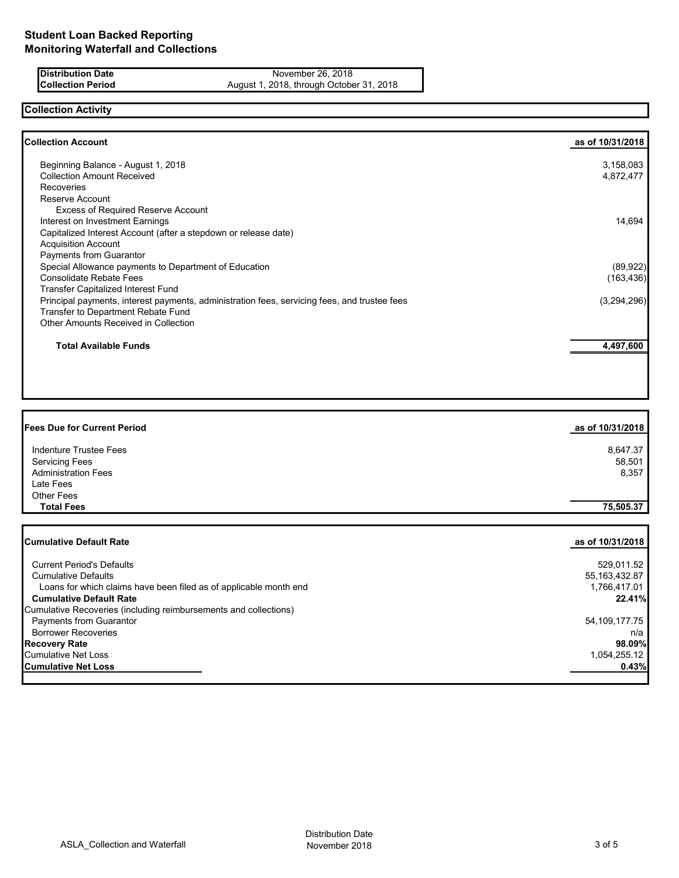# Student Loan Backed Reporting
# Monitoring Waterfall and Collections

| | |
|---|---|
| **Distribution Date** | November 26, 2018 |
| **Collection Period** | August 1, 2018, through October 31, 2018 |

## Collection Activity

| **Collection Account** | **as of 10/31/2018** |
|---|---|
| Beginning Balance - August 1, 2018 | 3,158,083 |
| Collection Amount Received | 4,872,477 |
| Recoveries | |
| Reserve Account | |
| Excess of Required Reserve Account | |
| Interest on Investment Earnings | 14,694 |
| Capitalized Interest Account (after a stepdown or release date) | |
| Acquisition Account | |
| Payments from Guarantor | |
| Special Allowance payments to Department of Education | (89,922) |
| Consolidate Rebate Fees | (163,436) |
| Transfer Capitalized Interest Fund | |
| Principal payments, interest payments, administration fees, servicing fees, and trustee fees | (3,294,296) |
| Transfer to Department Rebate Fund | |
| Other Amounts Received in Collection | |
| **Total Available Funds** | **4,497,600** |

| **Fees Due for Current Period** | **as of 10/31/2018** |
|---|---|
| Indenture Trustee Fees | 8,647.37 |
| Servicing Fees | 58,501 |
| Administration Fees | 8,357 |
| Late Fees | |
| Other Fees | |
| **Total Fees** | **75,505.37** |

| **Cumulative Default Rate** | **as of 10/31/2018** |
|---|---|
| Current Period's Defaults | 529,011.52 |
| Cumulative Defaults | 55,163,432.87 |
| Loans for which claims have been filed as of applicable month end | 1,766,417.01 |
| **Cumulative Default Rate** | **22.41%** |
| Cumulative Recoveries (including reimbursements and collections) | |
| Payments from Guarantor | 54,109,177.75 |
| Borrower Recoveries | n/a |
| **Recovery Rate** | **98.09%** |
| Cumulative Net Loss | 1,054,255.12 |
| **Cumulative Net Loss** | **0.43%** |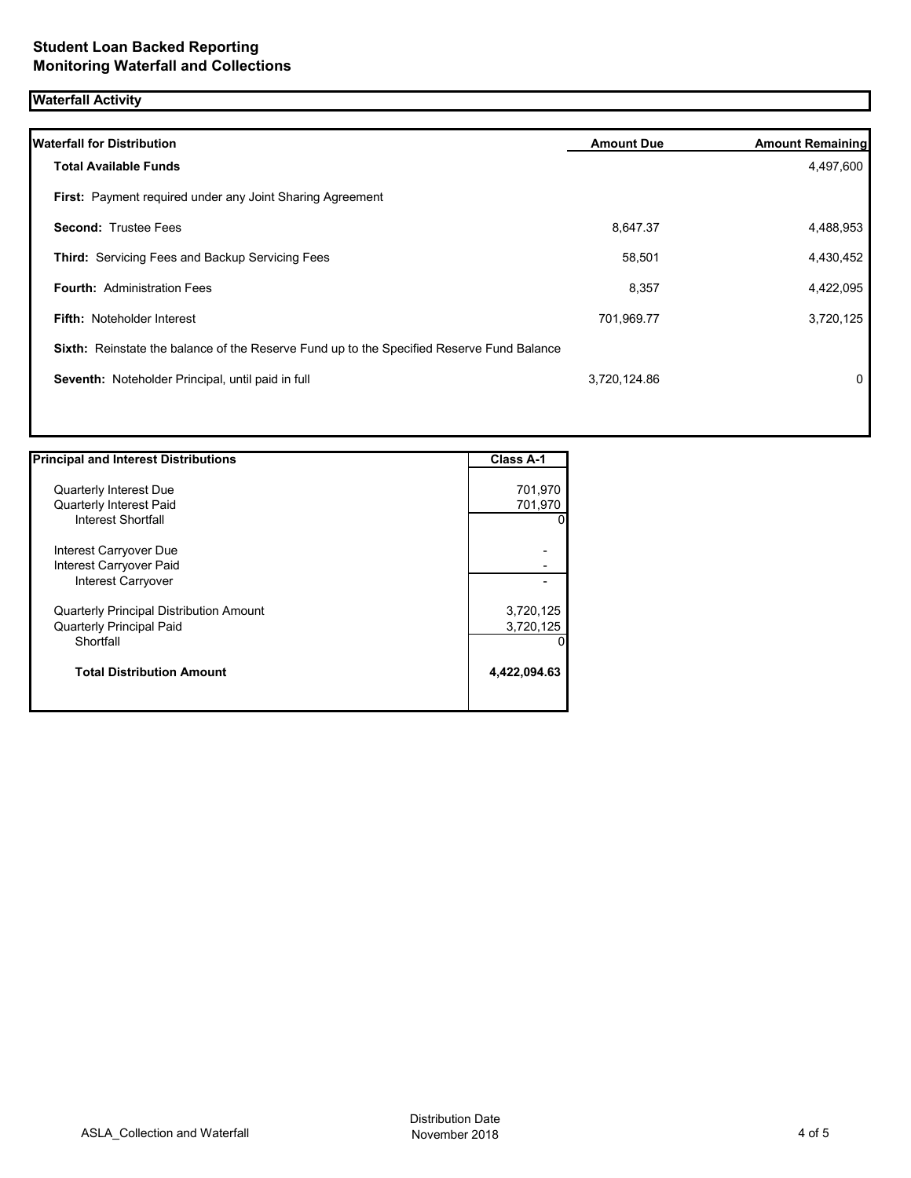**Student Loan Backed Reporting**
**Monitoring Waterfall and Collections**

## Waterfall Activity

| Waterfall for Distribution | Amount Due | Amount Remaining |
|---|---|---|
| **Total Available Funds** | | 4,497,600 |
| **First:** Payment required under any Joint Sharing Agreement | | |
| **Second:** Trustee Fees | 8,647.37 | 4,488,953 |
| **Third:** Servicing Fees and Backup Servicing Fees | 58,501 | 4,430,452 |
| **Fourth:** Administration Fees | 8,357 | 4,422,095 |
| **Fifth:** Noteholder Interest | 701,969.77 | 3,720,125 |
| **Sixth:** Reinstate the balance of the Reserve Fund up to the Specified Reserve Fund Balance | | |
| **Seventh:** Noteholder Principal, until paid in full | 3,720,124.86 | 0 |

| Principal and Interest Distributions | Class A-1 |
|---|---|
| Quarterly Interest Due | 701,970 |
| Quarterly Interest Paid | 701,970 |
| Interest Shortfall | 0 |
| Interest Carryover Due | - |
| Interest Carryover Paid | - |
| Interest Carryover | - |
| Quarterly Principal Distribution Amount | 3,720,125 |
| Quarterly Principal Paid | 3,720,125 |
| Shortfall | 0 |
| **Total Distribution Amount** | **4,422,094.63** |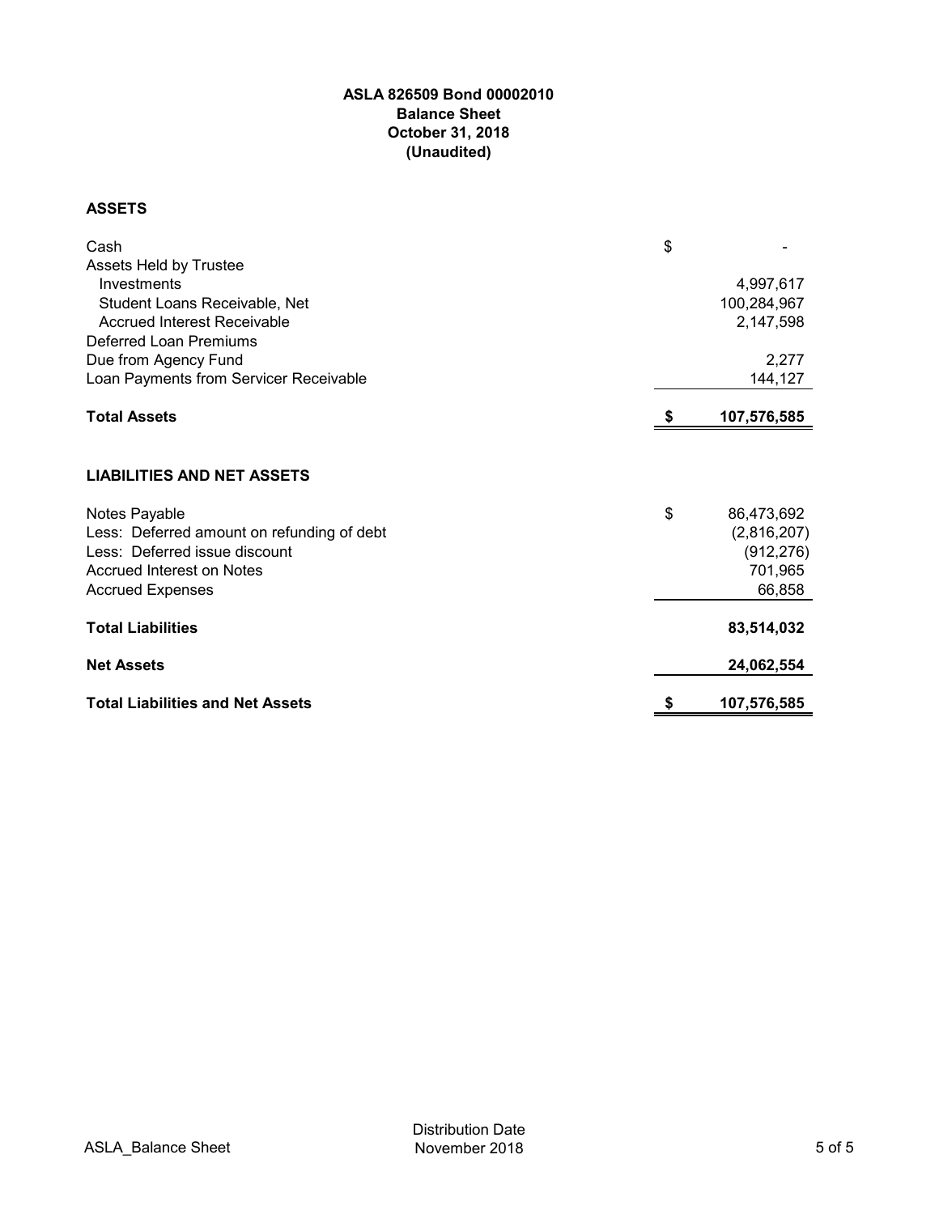**ASLA 826509 Bond 00002010**
**Balance Sheet**
**October 31, 2018**
**(Unaudited)**

**ASSETS**

| | | |
|---|---|---|
| Cash | $ | - |
| Assets Held by Trustee | | |
| Investments | | 4,997,617 |
| Student Loans Receivable, Net | | 100,284,967 |
| Accrued Interest Receivable | | 2,147,598 |
| Deferred Loan Premiums | | |
| Due from Agency Fund | | 2,277 |
| Loan Payments from Servicer Receivable | | 144,127 |
| **Total Assets** | **$** | **107,576,585** |

**LIABILITIES AND NET ASSETS**

| | | |
|---|---|---|
| Notes Payable | $ | 86,473,692 |
| Less: Deferred amount on refunding of debt | | (2,816,207) |
| Less: Deferred issue discount | | (912,276) |
| Accrued Interest on Notes | | 701,965 |
| Accrued Expenses | | 66,858 |
| **Total Liabilities** | | **83,514,032** |
| **Net Assets** | | **24,062,554** |
| **Total Liabilities and Net Assets** | **$** | **107,576,585** |

ASLA_Balance Sheet

Distribution Date November 2018